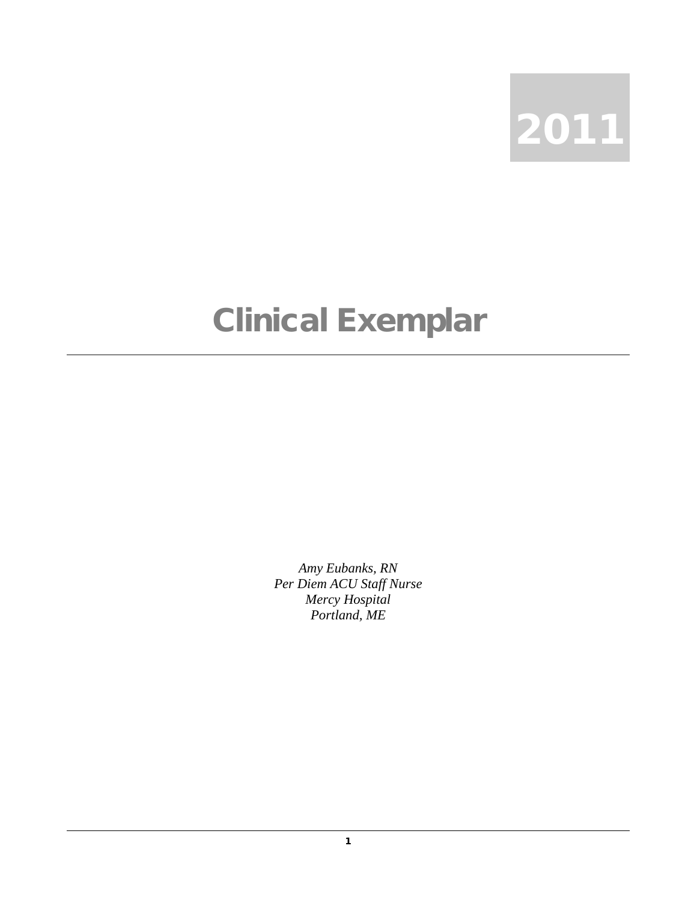2011

# Clinical Exemplar

*Amy Eubanks, RN*
*Per Diem ACU Staff Nurse*
*Mercy Hospital*
*Portland, ME*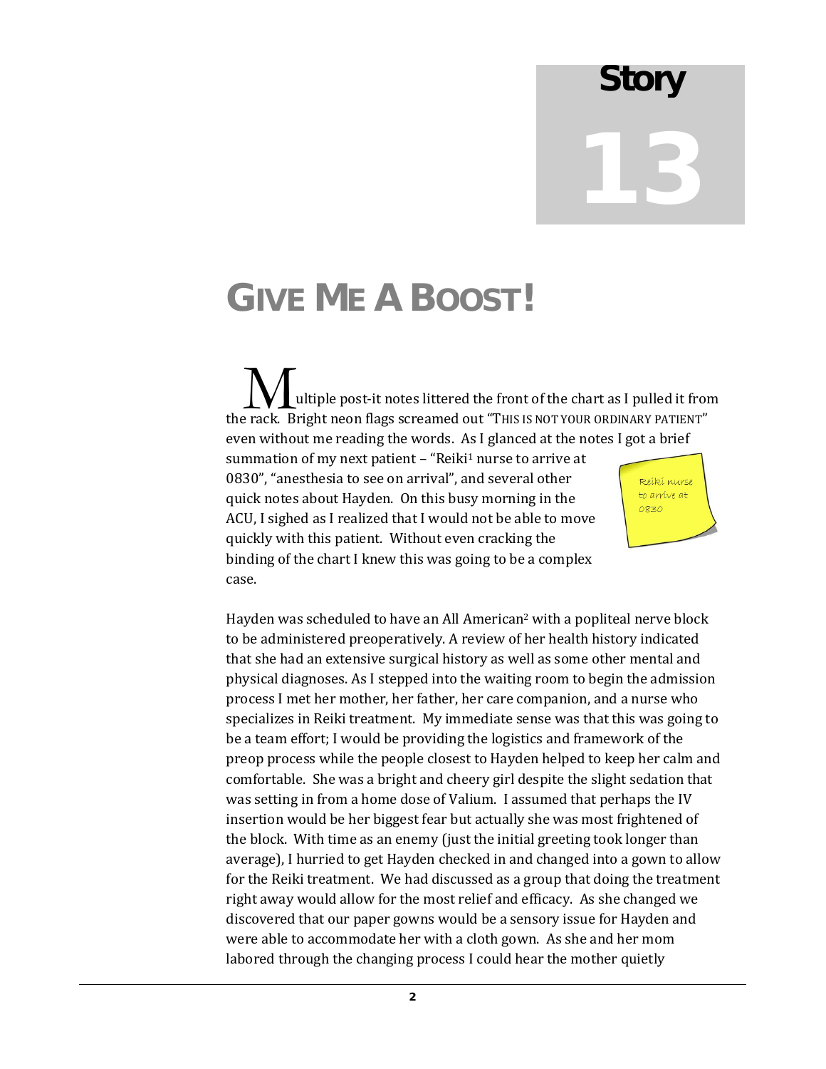# Story 13

# GIVE ME A BOOST!

Multiple post-it notes littered the front of the chart as I pulled it from the rack. Bright neon flags screamed out "THIS IS NOT YOUR ORDINARY PATIENT" even without me reading the words. As I glanced at the notes I got a brief summation of my next patient – "Reiki[1] nurse to arrive at 0830", "anesthesia to see on arrival", and several other quick notes about Hayden. On this busy morning in the ACU, I sighed as I realized that I would not be able to move quickly with this patient. Without even cracking the binding of the chart I knew this was going to be a complex case.

Reiki nurse to arrive at 0830

Hayden was scheduled to have an All American[2] with a popliteal nerve block to be administered preoperatively. A review of her health history indicated that she had an extensive surgical history as well as some other mental and physical diagnoses. As I stepped into the waiting room to begin the admission process I met her mother, her father, her care companion, and a nurse who specializes in Reiki treatment. My immediate sense was that this was going to be a team effort; I would be providing the logistics and framework of the preop process while the people closest to Hayden helped to keep her calm and comfortable. She was a bright and cheery girl despite the slight sedation that was setting in from a home dose of Valium. I assumed that perhaps the IV insertion would be her biggest fear but actually she was most frightened of the block. With time as an enemy (just the initial greeting took longer than average), I hurried to get Hayden checked in and changed into a gown to allow for the Reiki treatment. We had discussed as a group that doing the treatment right away would allow for the most relief and efficacy. As she changed we discovered that our paper gowns would be a sensory issue for Hayden and were able to accommodate her with a cloth gown. As she and her mom labored through the changing process I could hear the mother quietly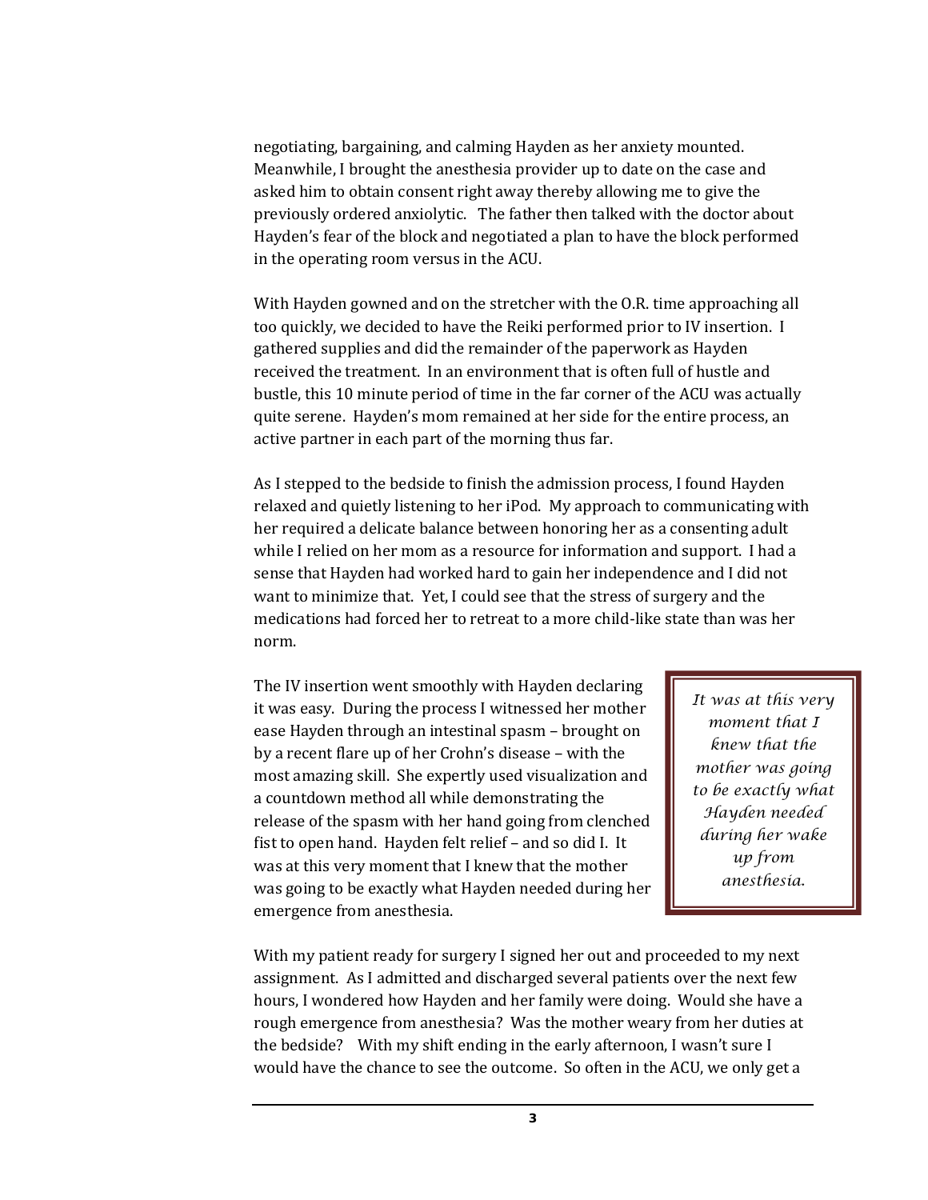negotiating, bargaining, and calming Hayden as her anxiety mounted. Meanwhile, I brought the anesthesia provider up to date on the case and asked him to obtain consent right away thereby allowing me to give the previously ordered anxiolytic. The father then talked with the doctor about Hayden's fear of the block and negotiated a plan to have the block performed in the operating room versus in the ACU.

With Hayden gowned and on the stretcher with the O.R. time approaching all too quickly, we decided to have the Reiki performed prior to IV insertion. I gathered supplies and did the remainder of the paperwork as Hayden received the treatment. In an environment that is often full of hustle and bustle, this 10 minute period of time in the far corner of the ACU was actually quite serene. Hayden's mom remained at her side for the entire process, an active partner in each part of the morning thus far.

As I stepped to the bedside to finish the admission process, I found Hayden relaxed and quietly listening to her iPod. My approach to communicating with her required a delicate balance between honoring her as a consenting adult while I relied on her mom as a resource for information and support. I had a sense that Hayden had worked hard to gain her independence and I did not want to minimize that. Yet, I could see that the stress of surgery and the medications had forced her to retreat to a more child-like state than was her norm.

The IV insertion went smoothly with Hayden declaring it was easy. During the process I witnessed her mother ease Hayden through an intestinal spasm – brought on by a recent flare up of her Crohn's disease – with the most amazing skill. She expertly used visualization and a countdown method all while demonstrating the release of the spasm with her hand going from clenched fist to open hand. Hayden felt relief – and so did I. It was at this very moment that I knew that the mother was going to be exactly what Hayden needed during her emergence from anesthesia.

> *It was at this very moment that I knew that the mother was going to be exactly what Hayden needed during her wake up from anesthesia.*

With my patient ready for surgery I signed her out and proceeded to my next assignment. As I admitted and discharged several patients over the next few hours, I wondered how Hayden and her family were doing. Would she have a rough emergence from anesthesia? Was the mother weary from her duties at the bedside? With my shift ending in the early afternoon, I wasn't sure I would have the chance to see the outcome. So often in the ACU, we only get a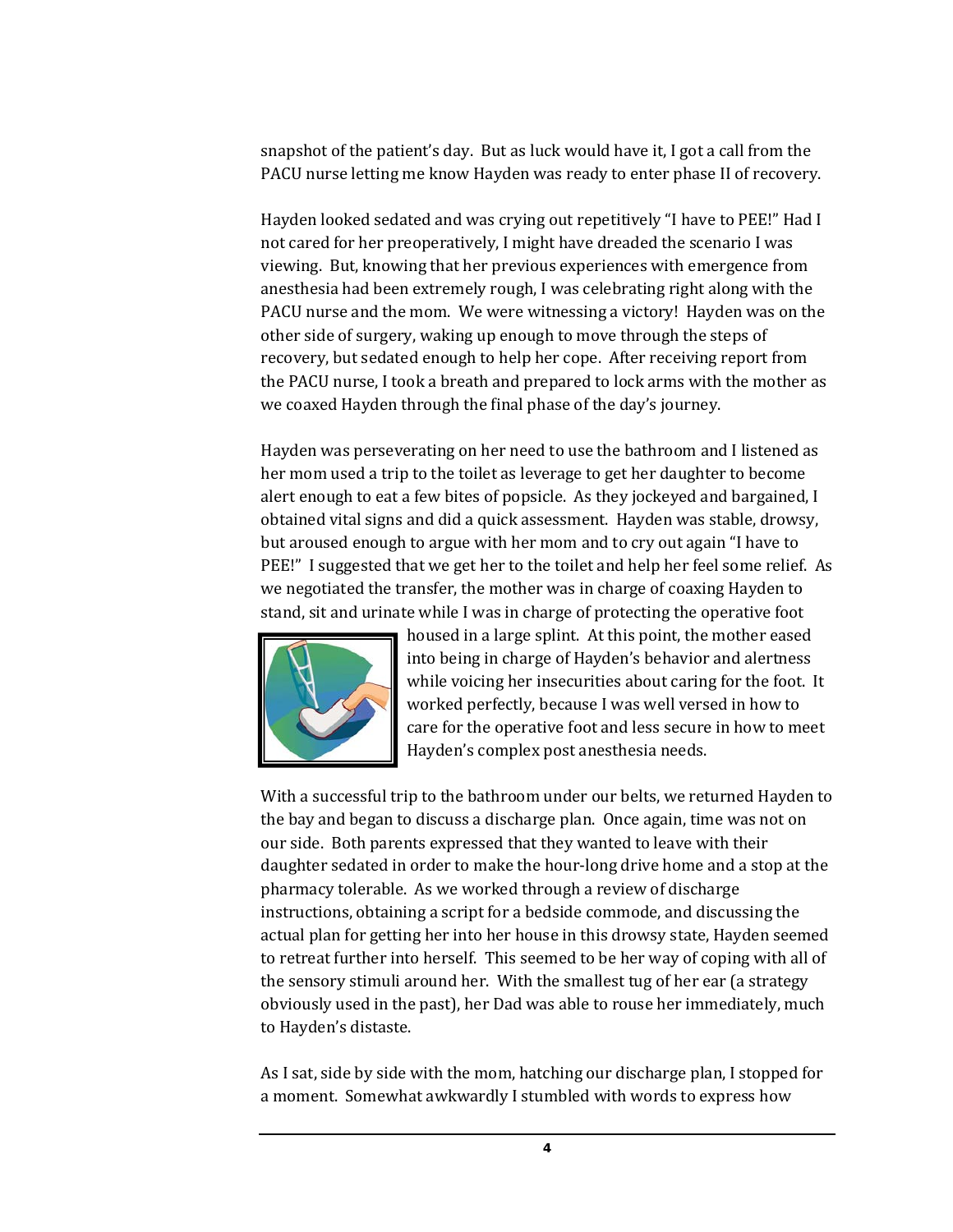snapshot of the patient's day. But as luck would have it, I got a call from the PACU nurse letting me know Hayden was ready to enter phase II of recovery.

Hayden looked sedated and was crying out repetitively "I have to PEE!" Had I not cared for her preoperatively, I might have dreaded the scenario I was viewing. But, knowing that her previous experiences with emergence from anesthesia had been extremely rough, I was celebrating right along with the PACU nurse and the mom. We were witnessing a victory! Hayden was on the other side of surgery, waking up enough to move through the steps of recovery, but sedated enough to help her cope. After receiving report from the PACU nurse, I took a breath and prepared to lock arms with the mother as we coaxed Hayden through the final phase of the day's journey.

Hayden was perseverating on her need to use the bathroom and I listened as her mom used a trip to the toilet as leverage to get her daughter to become alert enough to eat a few bites of popsicle. As they jockeyed and bargained, I obtained vital signs and did a quick assessment. Hayden was stable, drowsy, but aroused enough to argue with her mom and to cry out again "I have to PEE!" I suggested that we get her to the toilet and help her feel some relief. As we negotiated the transfer, the mother was in charge of coaxing Hayden to stand, sit and urinate while I was in charge of protecting the operative foot housed in a large splint. At this point, the mother eased into being in charge of Hayden's behavior and alertness while voicing her insecurities about caring for the foot. It worked perfectly, because I was well versed in how to care for the operative foot and less secure in how to meet Hayden's complex post anesthesia needs.

With a successful trip to the bathroom under our belts, we returned Hayden to the bay and began to discuss a discharge plan. Once again, time was not on our side. Both parents expressed that they wanted to leave with their daughter sedated in order to make the hour-long drive home and a stop at the pharmacy tolerable. As we worked through a review of discharge instructions, obtaining a script for a bedside commode, and discussing the actual plan for getting her into her house in this drowsy state, Hayden seemed to retreat further into herself. This seemed to be her way of coping with all of the sensory stimuli around her. With the smallest tug of her ear (a strategy obviously used in the past), her Dad was able to rouse her immediately, much to Hayden's distaste.

As I sat, side by side with the mom, hatching our discharge plan, I stopped for a moment. Somewhat awkwardly I stumbled with words to express how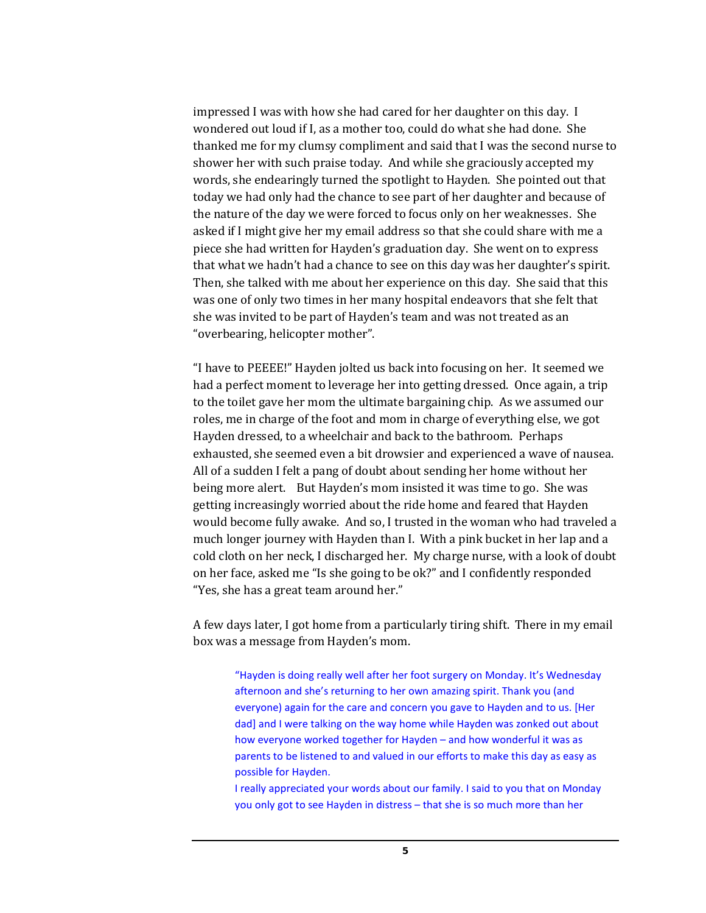impressed I was with how she had cared for her daughter on this day. I wondered out loud if I, as a mother too, could do what she had done. She thanked me for my clumsy compliment and said that I was the second nurse to shower her with such praise today. And while she graciously accepted my words, she endearingly turned the spotlight to Hayden. She pointed out that today we had only had the chance to see part of her daughter and because of the nature of the day we were forced to focus only on her weaknesses. She asked if I might give her my email address so that she could share with me a piece she had written for Hayden's graduation day. She went on to express that what we hadn't had a chance to see on this day was her daughter's spirit. Then, she talked with me about her experience on this day. She said that this was one of only two times in her many hospital endeavors that she felt that she was invited to be part of Hayden's team and was not treated as an "overbearing, helicopter mother".

"I have to PEEEE!" Hayden jolted us back into focusing on her. It seemed we had a perfect moment to leverage her into getting dressed. Once again, a trip to the toilet gave her mom the ultimate bargaining chip. As we assumed our roles, me in charge of the foot and mom in charge of everything else, we got Hayden dressed, to a wheelchair and back to the bathroom. Perhaps exhausted, she seemed even a bit drowsier and experienced a wave of nausea. All of a sudden I felt a pang of doubt about sending her home without her being more alert. But Hayden's mom insisted it was time to go. She was getting increasingly worried about the ride home and feared that Hayden would become fully awake. And so, I trusted in the woman who had traveled a much longer journey with Hayden than I. With a pink bucket in her lap and a cold cloth on her neck, I discharged her. My charge nurse, with a look of doubt on her face, asked me "Is she going to be ok?" and I confidently responded "Yes, she has a great team around her."

A few days later, I got home from a particularly tiring shift. There in my email box was a message from Hayden's mom.

> "Hayden is doing really well after her foot surgery on Monday. It's Wednesday afternoon and she's returning to her own amazing spirit. Thank you (and everyone) again for the care and concern you gave to Hayden and to us. [Her dad] and I were talking on the way home while Hayden was zonked out about how everyone worked together for Hayden – and how wonderful it was as parents to be listened to and valued in our efforts to make this day as easy as possible for Hayden.
>
> I really appreciated your words about our family. I said to you that on Monday you only got to see Hayden in distress – that she is so much more than her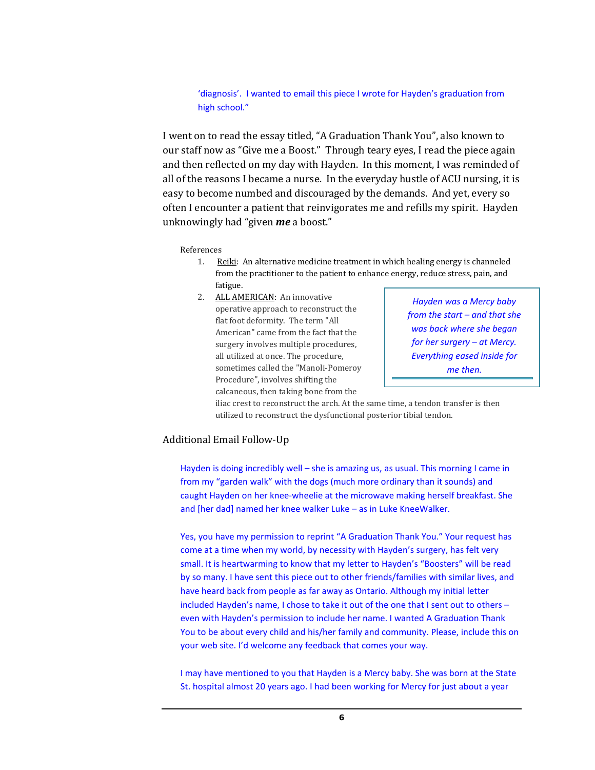'diagnosis'. I wanted to email this piece I wrote for Hayden's graduation from high school."

I went on to read the essay titled, "A Graduation Thank You", also known to our staff now as "Give me a Boost." Through teary eyes, I read the piece again and then reflected on my day with Hayden. In this moment, I was reminded of all of the reasons I became a nurse. In the everyday hustle of ACU nursing, it is easy to become numbed and discouraged by the demands. And yet, every so often I encounter a patient that reinvigorates me and refills my spirit. Hayden unknowingly had "given ***me*** a boost."

References

1. Reiki: An alternative medicine treatment in which healing energy is channeled from the practitioner to the patient to enhance energy, reduce stress, pain, and fatigue.
2. ALL AMERICAN: An innovative operative approach to reconstruct the flat foot deformity. The term "All American" came from the fact that the surgery involves multiple procedures, all utilized at once. The procedure, sometimes called the "Manoli-Pomeroy Procedure", involves shifting the calcaneous, then taking bone from the iliac crest to reconstruct the arch. At the same time, a tendon transfer is then utilized to reconstruct the dysfunctional posterior tibial tendon.

> *Hayden was a Mercy baby from the start – and that she was back where she began for her surgery – at Mercy. Everything eased inside for me then.*

## Additional Email Follow-Up

Hayden is doing incredibly well – she is amazing us, as usual. This morning I came in from my "garden walk" with the dogs (much more ordinary than it sounds) and caught Hayden on her knee-wheelie at the microwave making herself breakfast. She and [her dad] named her knee walker Luke – as in Luke KneeWalker.

Yes, you have my permission to reprint "A Graduation Thank You." Your request has come at a time when my world, by necessity with Hayden's surgery, has felt very small. It is heartwarming to know that my letter to Hayden's "Boosters" will be read by so many. I have sent this piece out to other friends/families with similar lives, and have heard back from people as far away as Ontario. Although my initial letter included Hayden's name, I chose to take it out of the one that I sent out to others – even with Hayden's permission to include her name. I wanted A Graduation Thank You to be about every child and his/her family and community. Please, include this on your web site. I'd welcome any feedback that comes your way.

I may have mentioned to you that Hayden is a Mercy baby. She was born at the State St. hospital almost 20 years ago. I had been working for Mercy for just about a year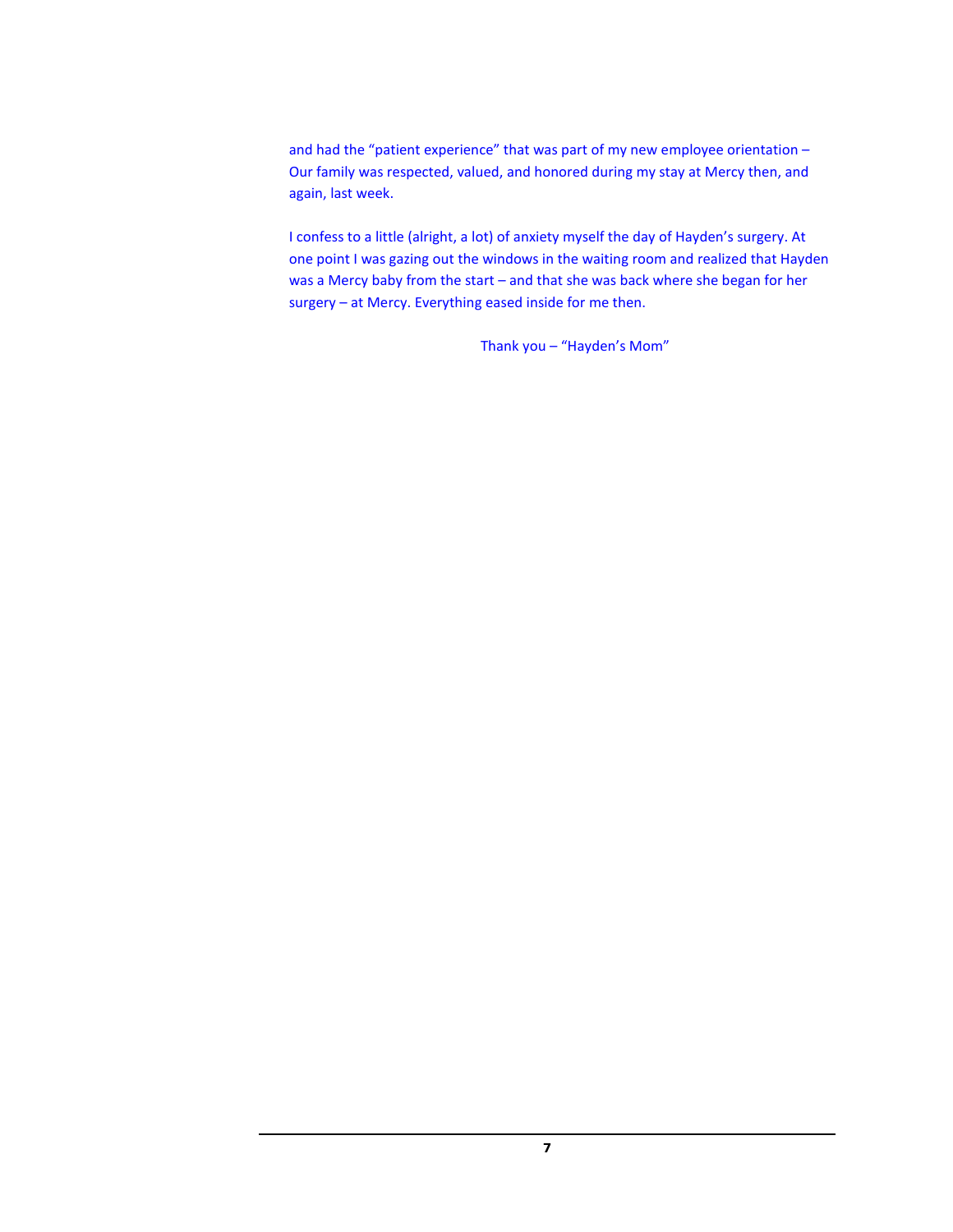and had the "patient experience" that was part of my new employee orientation – Our family was respected, valued, and honored during my stay at Mercy then, and again, last week.

I confess to a little (alright, a lot) of anxiety myself the day of Hayden's surgery. At one point I was gazing out the windows in the waiting room and realized that Hayden was a Mercy baby from the start – and that she was back where she began for her surgery – at Mercy. Everything eased inside for me then.

Thank you – "Hayden's Mom"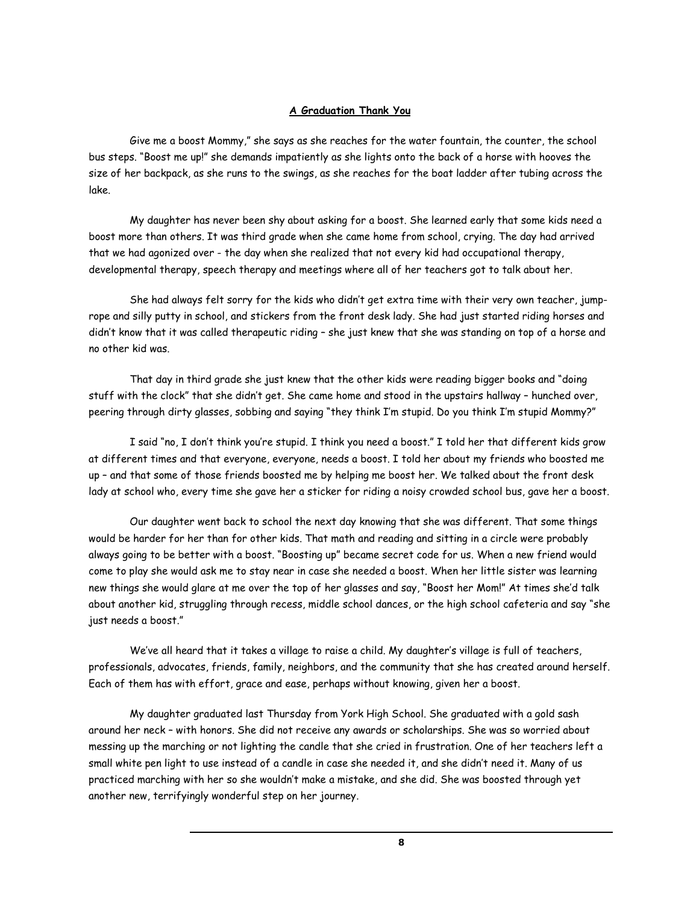## A Graduation Thank You

Give me a boost Mommy," she says as she reaches for the water fountain, the counter, the school bus steps. "Boost me up!" she demands impatiently as she lights onto the back of a horse with hooves the size of her backpack, as she runs to the swings, as she reaches for the boat ladder after tubing across the lake.

My daughter has never been shy about asking for a boost. She learned early that some kids need a boost more than others. It was third grade when she came home from school, crying. The day had arrived that we had agonized over - the day when she realized that not every kid had occupational therapy, developmental therapy, speech therapy and meetings where all of her teachers got to talk about her.

She had always felt sorry for the kids who didn't get extra time with their very own teacher, jump-rope and silly putty in school, and stickers from the front desk lady. She had just started riding horses and didn't know that it was called therapeutic riding – she just knew that she was standing on top of a horse and no other kid was.

That day in third grade she just knew that the other kids were reading bigger books and "doing stuff with the clock" that she didn't get. She came home and stood in the upstairs hallway – hunched over, peering through dirty glasses, sobbing and saying "they think I'm stupid. Do you think I'm stupid Mommy?"

I said "no, I don't think you're stupid. I think you need a boost." I told her that different kids grow at different times and that everyone, everyone, needs a boost. I told her about my friends who boosted me up – and that some of those friends boosted me by helping me boost her. We talked about the front desk lady at school who, every time she gave her a sticker for riding a noisy crowded school bus, gave her a boost.

Our daughter went back to school the next day knowing that she was different. That some things would be harder for her than for other kids. That math and reading and sitting in a circle were probably always going to be better with a boost. "Boosting up" became secret code for us. When a new friend would come to play she would ask me to stay near in case she needed a boost. When her little sister was learning new things she would glare at me over the top of her glasses and say, "Boost her Mom!" At times she'd talk about another kid, struggling through recess, middle school dances, or the high school cafeteria and say "she just needs a boost."

We've all heard that it takes a village to raise a child. My daughter's village is full of teachers, professionals, advocates, friends, family, neighbors, and the community that she has created around herself. Each of them has with effort, grace and ease, perhaps without knowing, given her a boost.

My daughter graduated last Thursday from York High School. She graduated with a gold sash around her neck – with honors. She did not receive any awards or scholarships. She was so worried about messing up the marching or not lighting the candle that she cried in frustration. One of her teachers left a small white pen light to use instead of a candle in case she needed it, and she didn't need it. Many of us practiced marching with her so she wouldn't make a mistake, and she did. She was boosted through yet another new, terrifyingly wonderful step on her journey.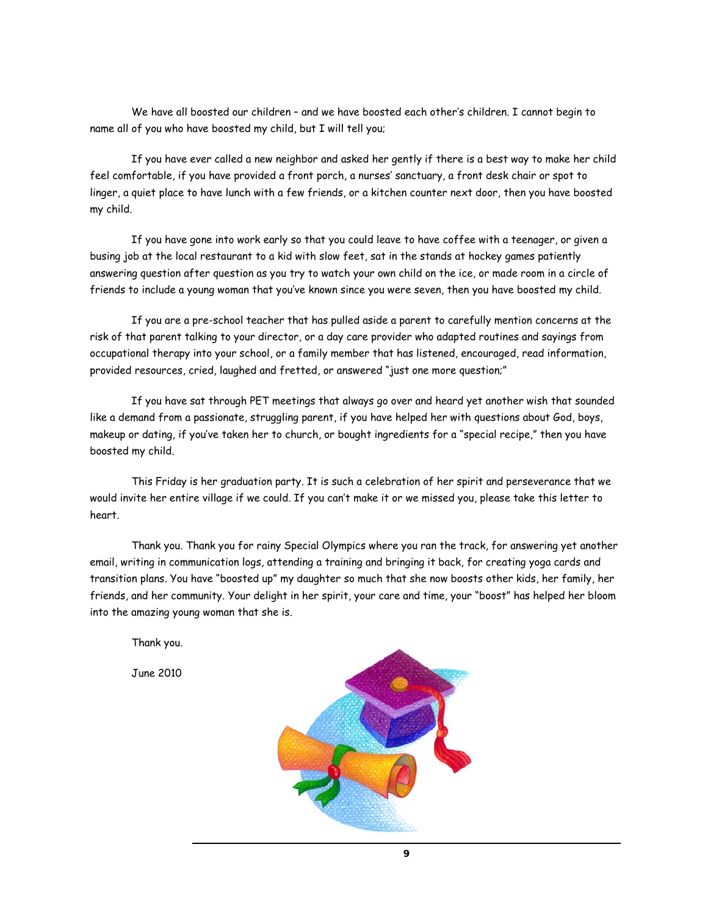We have all boosted our children – and we have boosted each other's children. I cannot begin to name all of you who have boosted my child, but I will tell you;

If you have ever called a new neighbor and asked her gently if there is a best way to make her child feel comfortable, if you have provided a front porch, a nurses' sanctuary, a front desk chair or spot to linger, a quiet place to have lunch with a few friends, or a kitchen counter next door, then you have boosted my child.

If you have gone into work early so that you could leave to have coffee with a teenager, or given a busing job at the local restaurant to a kid with slow feet, sat in the stands at hockey games patiently answering question after question as you try to watch your own child on the ice, or made room in a circle of friends to include a young woman that you've known since you were seven, then you have boosted my child.

If you are a pre-school teacher that has pulled aside a parent to carefully mention concerns at the risk of that parent talking to your director, or a day care provider who adapted routines and sayings from occupational therapy into your school, or a family member that has listened, encouraged, read information, provided resources, cried, laughed and fretted, or answered "just one more question;"

If you have sat through PET meetings that always go over and heard yet another wish that sounded like a demand from a passionate, struggling parent, if you have helped her with questions about God, boys, makeup or dating, if you've taken her to church, or bought ingredients for a "special recipe," then you have boosted my child.

This Friday is her graduation party. It is such a celebration of her spirit and perseverance that we would invite her entire village if we could. If you can't make it or we missed you, please take this letter to heart.

Thank you. Thank you for rainy Special Olympics where you ran the track, for answering yet another email, writing in communication logs, attending a training and bringing it back, for creating yoga cards and transition plans. You have "boosted up" my daughter so much that she now boosts other kids, her family, her friends, and her community. Your delight in her spirit, your care and time, your "boost" has helped her bloom into the amazing young woman that she is.

Thank you.

June 2010